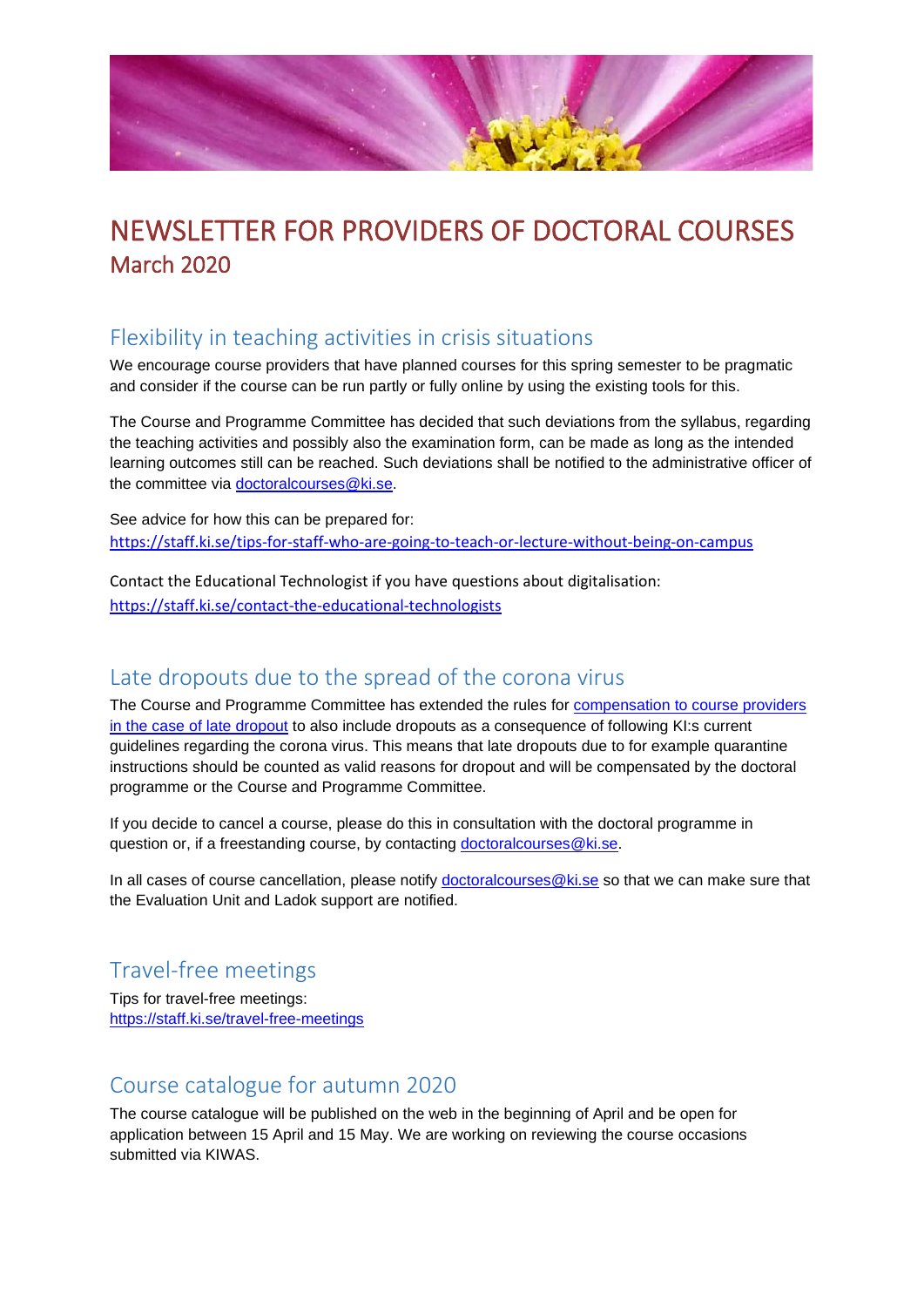# NEWSLETTER FOR PROVIDERS OF DOCTORAL COURSES

## March 2020

## Flexibility in teaching activities in crisis situations

We encourage course providers that have planned courses for this spring semester to be pragmatic and consider if the course can be run partly or fully online by using the existing tools for this.

The Course and Programme Committee has decided that such deviations from the syllabus, regarding the teaching activities and possibly also the examination form, can be made as long as the intended learning outcomes still can be reached. Such deviations shall be notified to the administrative officer of the committee via doctoralcourses@ki.se.

See advice for how this can be prepared for:
https://staff.ki.se/tips-for-staff-who-are-going-to-teach-or-lecture-without-being-on-campus

Contact the Educational Technologist if you have questions about digitalisation:
https://staff.ki.se/contact-the-educational-technologists

## Late dropouts due to the spread of the corona virus

The Course and Programme Committee has extended the rules for compensation to course providers in the case of late dropout to also include dropouts as a consequence of following KI:s current guidelines regarding the corona virus. This means that late dropouts due to for example quarantine instructions should be counted as valid reasons for dropout and will be compensated by the doctoral programme or the Course and Programme Committee.

If you decide to cancel a course, please do this in consultation with the doctoral programme in question or, if a freestanding course, by contacting doctoralcourses@ki.se.

In all cases of course cancellation, please notify doctoralcourses@ki.se so that we can make sure that the Evaluation Unit and Ladok support are notified.

## Travel-free meetings

Tips for travel-free meetings:
https://staff.ki.se/travel-free-meetings

## Course catalogue for autumn 2020

The course catalogue will be published on the web in the beginning of April and be open for application between 15 April and 15 May. We are working on reviewing the course occasions submitted via KIWAS.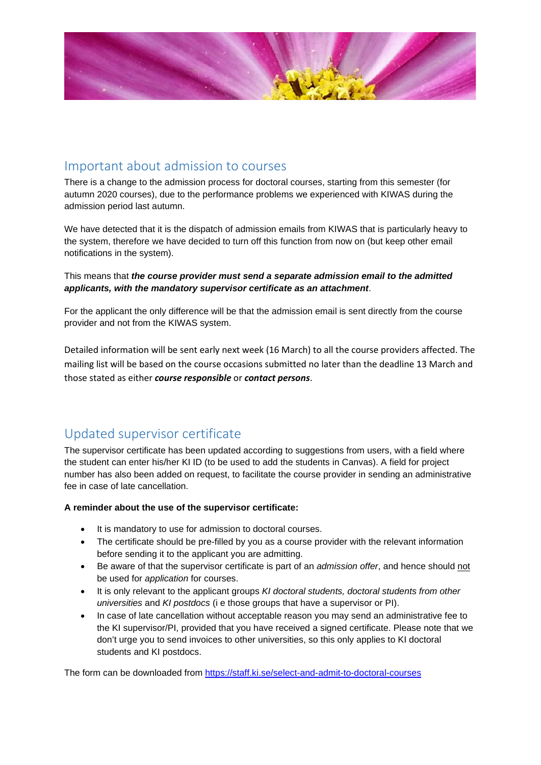## Important about admission to courses

There is a change to the admission process for doctoral courses, starting from this semester (for autumn 2020 courses), due to the performance problems we experienced with KIWAS during the admission period last autumn.

We have detected that it is the dispatch of admission emails from KIWAS that is particularly heavy to the system, therefore we have decided to turn off this function from now on (but keep other email notifications in the system).

This means that ***the course provider must send a separate admission email to the admitted applicants, with the mandatory supervisor certificate as an attachment***.

For the applicant the only difference will be that the admission email is sent directly from the course provider and not from the KIWAS system.

Detailed information will be sent early next week (16 March) to all the course providers affected. The mailing list will be based on the course occasions submitted no later than the deadline 13 March and those stated as either ***course responsible*** or ***contact persons***.

## Updated supervisor certificate

The supervisor certificate has been updated according to suggestions from users, with a field where the student can enter his/her KI ID (to be used to add the students in Canvas). A field for project number has also been added on request, to facilitate the course provider in sending an administrative fee in case of late cancellation.

**A reminder about the use of the supervisor certificate:**

- It is mandatory to use for admission to doctoral courses.
- The certificate should be pre-filled by you as a course provider with the relevant information before sending it to the applicant you are admitting.
- Be aware of that the supervisor certificate is part of an *admission offer*, and hence should not be used for *application* for courses.
- It is only relevant to the applicant groups *KI doctoral students, doctoral students from other universities* and *KI postdocs* (i e those groups that have a supervisor or PI).
- In case of late cancellation without acceptable reason you may send an administrative fee to the KI supervisor/PI, provided that you have received a signed certificate. Please note that we don't urge you to send invoices to other universities, so this only applies to KI doctoral students and KI postdocs.

The form can be downloaded from https://staff.ki.se/select-and-admit-to-doctoral-courses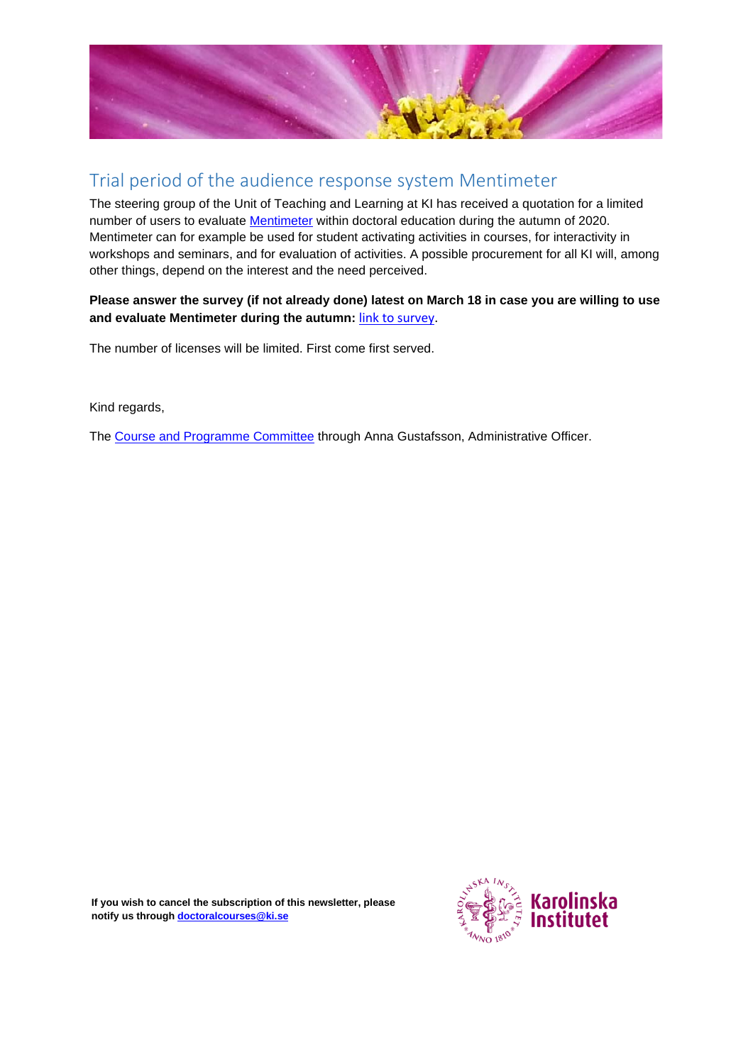## Trial period of the audience response system Mentimeter

The steering group of the Unit of Teaching and Learning at KI has received a quotation for a limited number of users to evaluate Mentimeter within doctoral education during the autumn of 2020. Mentimeter can for example be used for student activating activities in courses, for interactivity in workshops and seminars, and for evaluation of activities. A possible procurement for all KI will, among other things, depend on the interest and the need perceived.

**Please answer the survey (if not already done) latest on March 18 in case you are willing to use and evaluate Mentimeter during the autumn:** link to survey.

The number of licenses will be limited. First come first served.

Kind regards,

The Course and Programme Committee through Anna Gustafsson, Administrative Officer.

**If you wish to cancel the subscription of this newsletter, please notify us through doctoralcourses@ki.se**